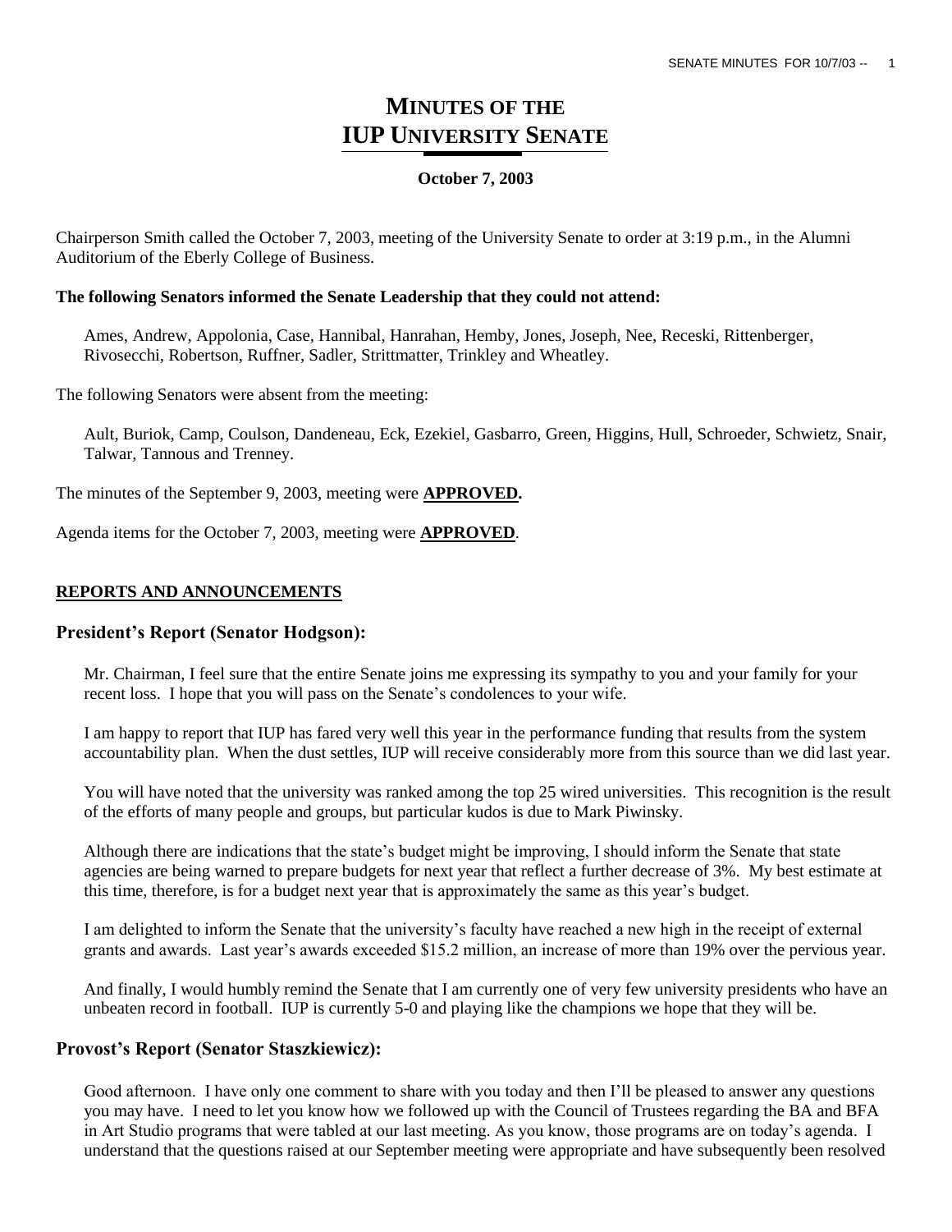# MINUTES OF THE IUP UNIVERSITY SENATE

**October 7, 2003**

Chairperson Smith called the October 7, 2003, meeting of the University Senate to order at 3:19 p.m., in the Alumni Auditorium of the Eberly College of Business.

**The following Senators informed the Senate Leadership that they could not attend:**

Ames, Andrew, Appolonia, Case, Hannibal, Hanrahan, Hemby, Jones, Joseph, Nee, Receski, Rittenberger, Rivosecchi, Robertson, Ruffner, Sadler, Strittmatter, Trinkley and Wheatley.

The following Senators were absent from the meeting:

Ault, Buriok, Camp, Coulson, Dandeneau, Eck, Ezekiel, Gasbarro, Green, Higgins, Hull, Schroeder, Schwietz, Snair, Talwar, Tannous and Trenney.

The minutes of the September 9, 2003, meeting were **APPROVED.**

Agenda items for the October 7, 2003, meeting were **APPROVED**.

## REPORTS AND ANNOUNCEMENTS

### President's Report (Senator Hodgson):

Mr. Chairman, I feel sure that the entire Senate joins me expressing its sympathy to you and your family for your recent loss. I hope that you will pass on the Senate's condolences to your wife.

I am happy to report that IUP has fared very well this year in the performance funding that results from the system accountability plan. When the dust settles, IUP will receive considerably more from this source than we did last year.

You will have noted that the university was ranked among the top 25 wired universities. This recognition is the result of the efforts of many people and groups, but particular kudos is due to Mark Piwinsky.

Although there are indications that the state's budget might be improving, I should inform the Senate that state agencies are being warned to prepare budgets for next year that reflect a further decrease of 3%. My best estimate at this time, therefore, is for a budget next year that is approximately the same as this year's budget.

I am delighted to inform the Senate that the university's faculty have reached a new high in the receipt of external grants and awards. Last year's awards exceeded \$15.2 million, an increase of more than 19% over the pervious year.

And finally, I would humbly remind the Senate that I am currently one of very few university presidents who have an unbeaten record in football. IUP is currently 5-0 and playing like the champions we hope that they will be.

### Provost's Report (Senator Staszkiewicz):

Good afternoon. I have only one comment to share with you today and then I'll be pleased to answer any questions you may have. I need to let you know how we followed up with the Council of Trustees regarding the BA and BFA in Art Studio programs that were tabled at our last meeting. As you know, those programs are on today's agenda. I understand that the questions raised at our September meeting were appropriate and have subsequently been resolved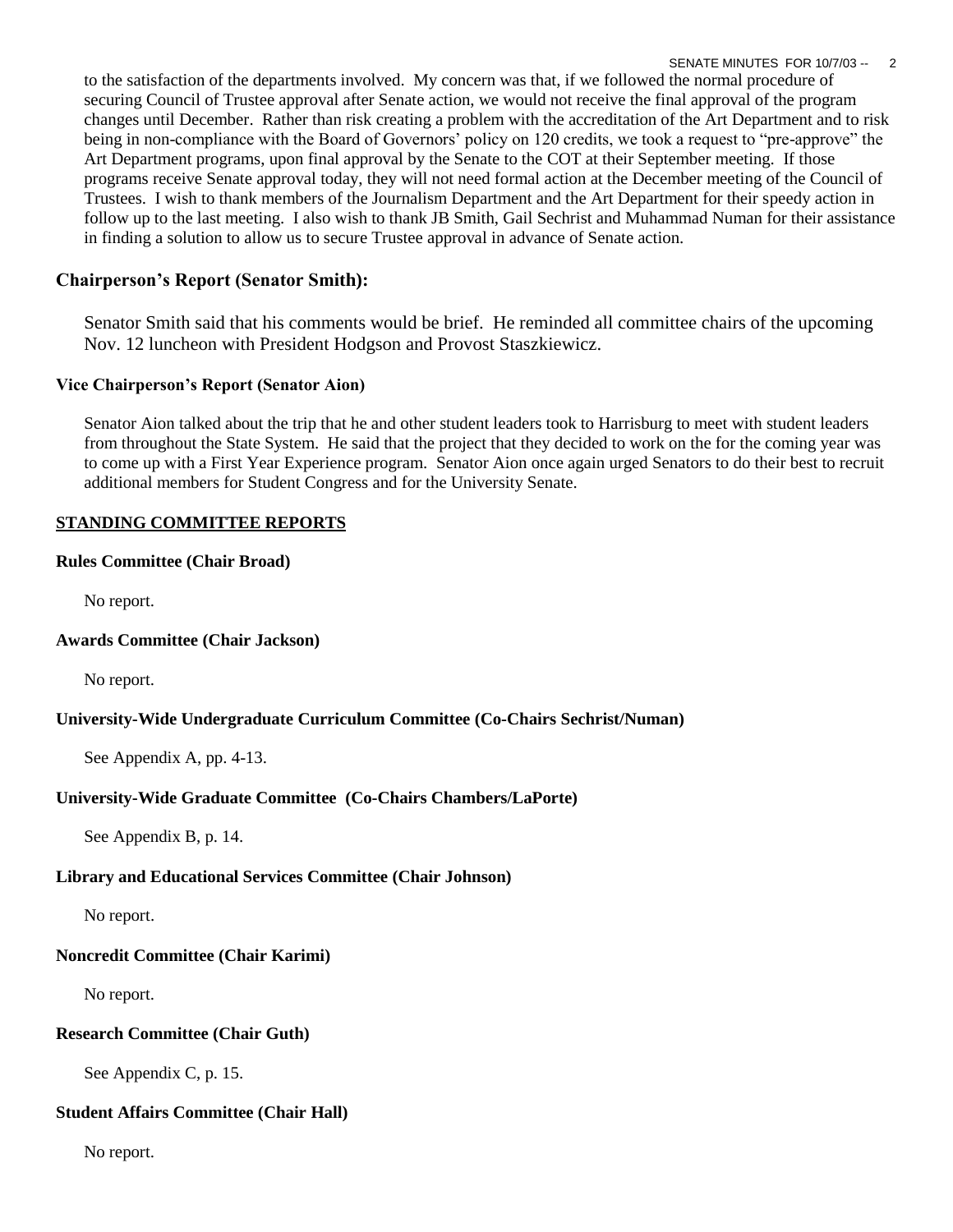to the satisfaction of the departments involved. My concern was that, if we followed the normal procedure of securing Council of Trustee approval after Senate action, we would not receive the final approval of the program changes until December. Rather than risk creating a problem with the accreditation of the Art Department and to risk being in non-compliance with the Board of Governors' policy on 120 credits, we took a request to "pre-approve" the Art Department programs, upon final approval by the Senate to the COT at their September meeting. If those programs receive Senate approval today, they will not need formal action at the December meeting of the Council of Trustees. I wish to thank members of the Journalism Department and the Art Department for their speedy action in follow up to the last meeting. I also wish to thank JB Smith, Gail Sechrist and Muhammad Numan for their assistance in finding a solution to allow us to secure Trustee approval in advance of Senate action.

## Chairperson's Report (Senator Smith):

Senator Smith said that his comments would be brief. He reminded all committee chairs of the upcoming Nov. 12 luncheon with President Hodgson and Provost Staszkiewicz.

### Vice Chairperson's Report (Senator Aion)

Senator Aion talked about the trip that he and other student leaders took to Harrisburg to meet with student leaders from throughout the State System. He said that the project that they decided to work on the for the coming year was to come up with a First Year Experience program. Senator Aion once again urged Senators to do their best to recruit additional members for Student Congress and for the University Senate.

### STANDING COMMITTEE REPORTS

**Rules Committee (Chair Broad)**

No report.

**Awards Committee (Chair Jackson)**

No report.

**University-Wide Undergraduate Curriculum Committee (Co-Chairs Sechrist/Numan)**

See Appendix A, pp. 4-13.

**University-Wide Graduate Committee (Co-Chairs Chambers/LaPorte)**

See Appendix B, p. 14.

**Library and Educational Services Committee (Chair Johnson)**

No report.

**Noncredit Committee (Chair Karimi)**

No report.

**Research Committee (Chair Guth)**

See Appendix C, p. 15.

**Student Affairs Committee (Chair Hall)**

No report.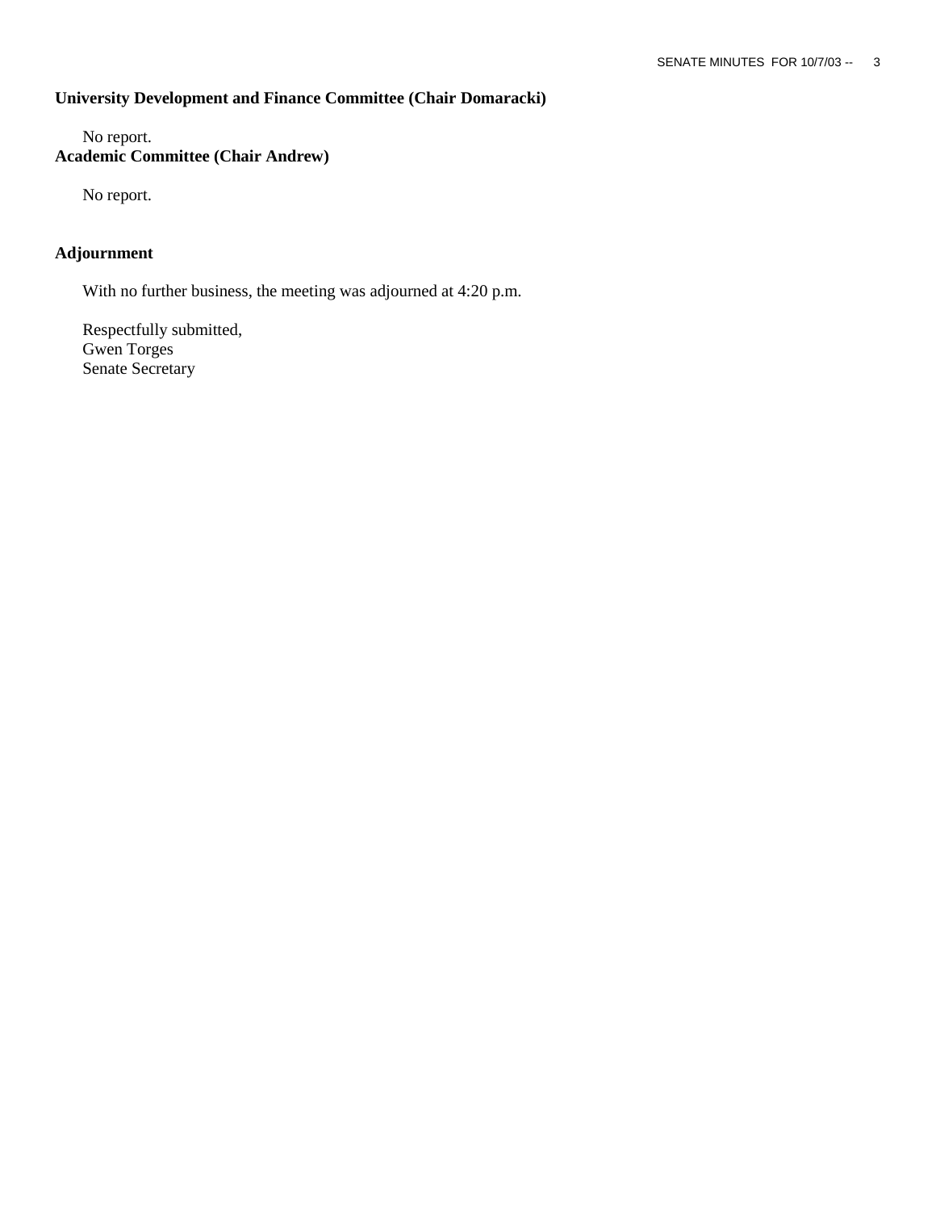**University Development and Finance Committee (Chair Domaracki)**

No report.

**Academic Committee (Chair Andrew)**

No report.

**Adjournment**

With no further business, the meeting was adjourned at 4:20 p.m.

Respectfully submitted,
Gwen Torges
Senate Secretary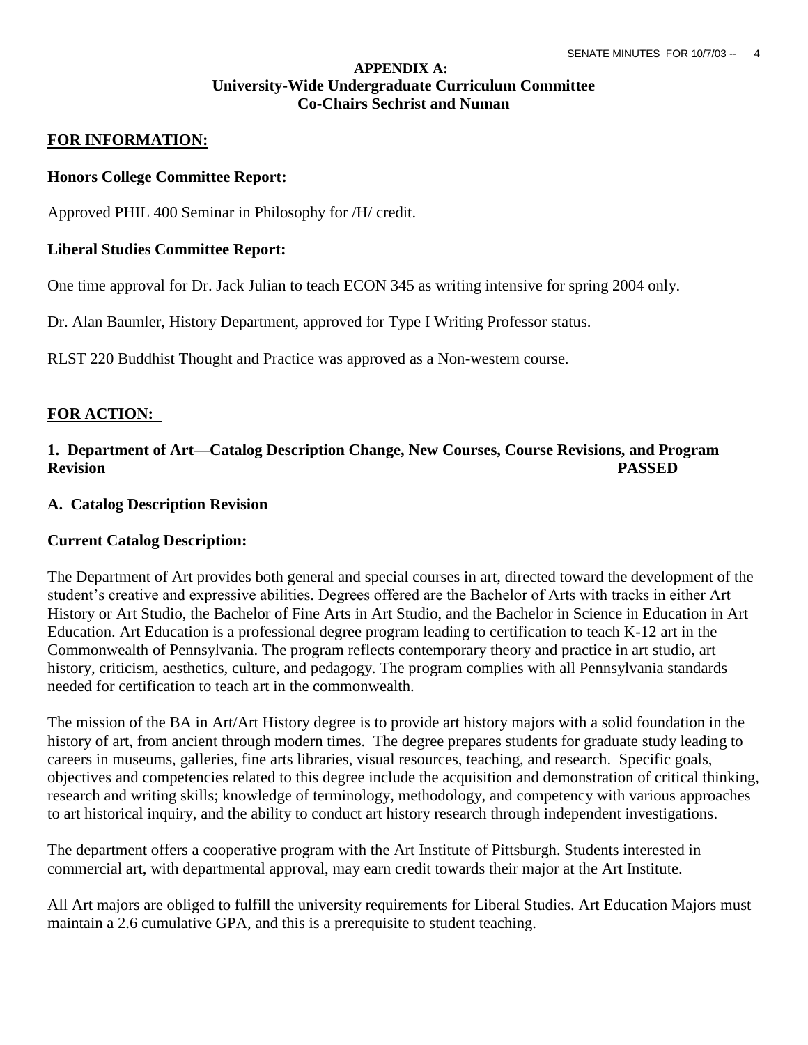## APPENDIX A:
## University-Wide Undergraduate Curriculum Committee
## Co-Chairs Sechrist and Numan

### FOR INFORMATION:

**Honors College Committee Report:**

Approved PHIL 400 Seminar in Philosophy for /H/ credit.

**Liberal Studies Committee Report:**

One time approval for Dr. Jack Julian to teach ECON 345 as writing intensive for spring 2004 only.

Dr. Alan Baumler, History Department, approved for Type I Writing Professor status.

RLST 220 Buddhist Thought and Practice was approved as a Non-western course.

### FOR ACTION:

**1. Department of Art—Catalog Description Change, New Courses, Course Revisions, and Program Revision PASSED**

**A. Catalog Description Revision**

**Current Catalog Description:**

The Department of Art provides both general and special courses in art, directed toward the development of the student's creative and expressive abilities. Degrees offered are the Bachelor of Arts with tracks in either Art History or Art Studio, the Bachelor of Fine Arts in Art Studio, and the Bachelor in Science in Education in Art Education. Art Education is a professional degree program leading to certification to teach K-12 art in the Commonwealth of Pennsylvania. The program reflects contemporary theory and practice in art studio, art history, criticism, aesthetics, culture, and pedagogy. The program complies with all Pennsylvania standards needed for certification to teach art in the commonwealth.

The mission of the BA in Art/Art History degree is to provide art history majors with a solid foundation in the history of art, from ancient through modern times. The degree prepares students for graduate study leading to careers in museums, galleries, fine arts libraries, visual resources, teaching, and research. Specific goals, objectives and competencies related to this degree include the acquisition and demonstration of critical thinking, research and writing skills; knowledge of terminology, methodology, and competency with various approaches to art historical inquiry, and the ability to conduct art history research through independent investigations.

The department offers a cooperative program with the Art Institute of Pittsburgh. Students interested in commercial art, with departmental approval, may earn credit towards their major at the Art Institute.

All Art majors are obliged to fulfill the university requirements for Liberal Studies. Art Education Majors must maintain a 2.6 cumulative GPA, and this is a prerequisite to student teaching.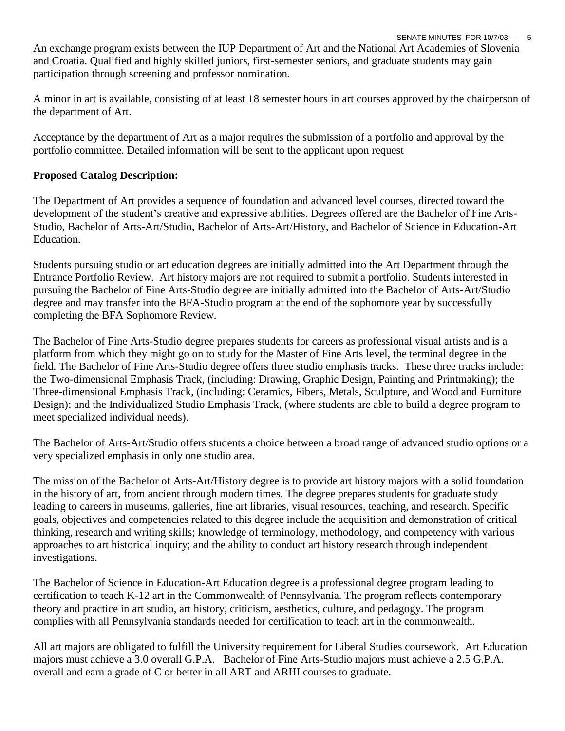An exchange program exists between the IUP Department of Art and the National Art Academies of Slovenia and Croatia. Qualified and highly skilled juniors, first-semester seniors, and graduate students may gain participation through screening and professor nomination.

A minor in art is available, consisting of at least 18 semester hours in art courses approved by the chairperson of the department of Art.

Acceptance by the department of Art as a major requires the submission of a portfolio and approval by the portfolio committee. Detailed information will be sent to the applicant upon request

**Proposed Catalog Description:**

The Department of Art provides a sequence of foundation and advanced level courses, directed toward the development of the student's creative and expressive abilities. Degrees offered are the Bachelor of Fine Arts-Studio, Bachelor of Arts-Art/Studio, Bachelor of Arts-Art/History, and Bachelor of Science in Education-Art Education.

Students pursuing studio or art education degrees are initially admitted into the Art Department through the Entrance Portfolio Review. Art history majors are not required to submit a portfolio. Students interested in pursuing the Bachelor of Fine Arts-Studio degree are initially admitted into the Bachelor of Arts-Art/Studio degree and may transfer into the BFA-Studio program at the end of the sophomore year by successfully completing the BFA Sophomore Review.

The Bachelor of Fine Arts-Studio degree prepares students for careers as professional visual artists and is a platform from which they might go on to study for the Master of Fine Arts level, the terminal degree in the field. The Bachelor of Fine Arts-Studio degree offers three studio emphasis tracks. These three tracks include: the Two-dimensional Emphasis Track, (including: Drawing, Graphic Design, Painting and Printmaking); the Three-dimensional Emphasis Track, (including: Ceramics, Fibers, Metals, Sculpture, and Wood and Furniture Design); and the Individualized Studio Emphasis Track, (where students are able to build a degree program to meet specialized individual needs).

The Bachelor of Arts-Art/Studio offers students a choice between a broad range of advanced studio options or a very specialized emphasis in only one studio area.

The mission of the Bachelor of Arts-Art/History degree is to provide art history majors with a solid foundation in the history of art, from ancient through modern times. The degree prepares students for graduate study leading to careers in museums, galleries, fine art libraries, visual resources, teaching, and research. Specific goals, objectives and competencies related to this degree include the acquisition and demonstration of critical thinking, research and writing skills; knowledge of terminology, methodology, and competency with various approaches to art historical inquiry; and the ability to conduct art history research through independent investigations.

The Bachelor of Science in Education-Art Education degree is a professional degree program leading to certification to teach K-12 art in the Commonwealth of Pennsylvania. The program reflects contemporary theory and practice in art studio, art history, criticism, aesthetics, culture, and pedagogy. The program complies with all Pennsylvania standards needed for certification to teach art in the commonwealth.

All art majors are obligated to fulfill the University requirement for Liberal Studies coursework. Art Education majors must achieve a 3.0 overall G.P.A. Bachelor of Fine Arts-Studio majors must achieve a 2.5 G.P.A. overall and earn a grade of C or better in all ART and ARHI courses to graduate.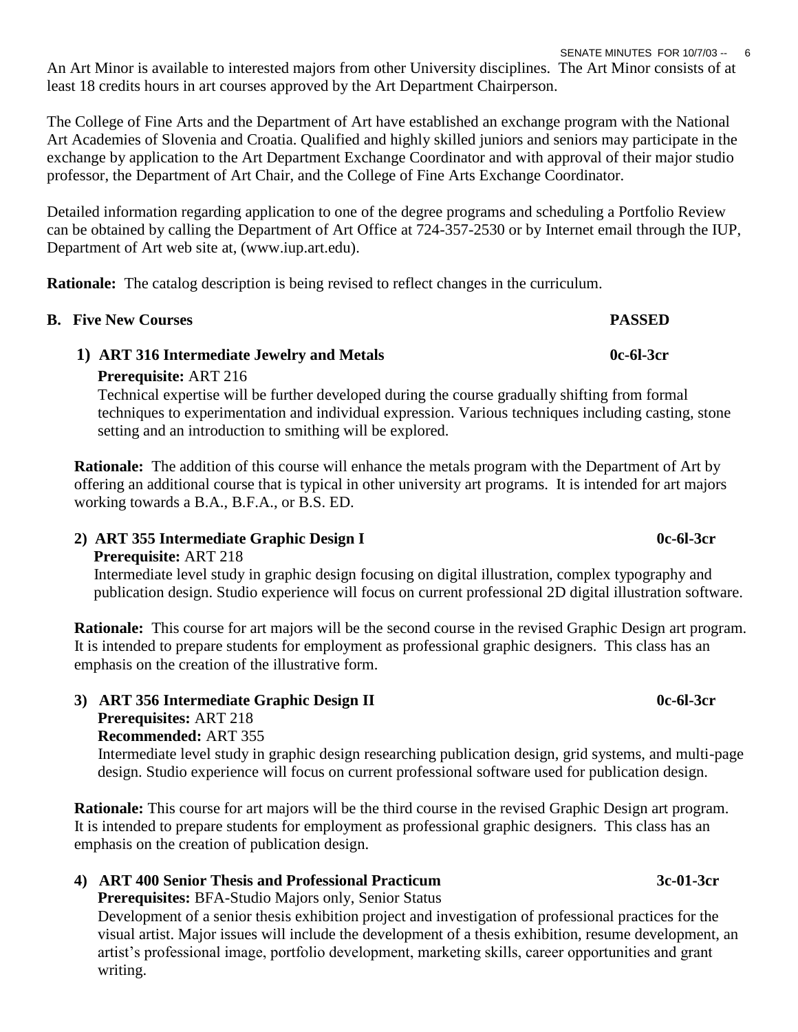An Art Minor is available to interested majors from other University disciplines. The Art Minor consists of at least 18 credits hours in art courses approved by the Art Department Chairperson.

The College of Fine Arts and the Department of Art have established an exchange program with the National Art Academies of Slovenia and Croatia. Qualified and highly skilled juniors and seniors may participate in the exchange by application to the Art Department Exchange Coordinator and with approval of their major studio professor, the Department of Art Chair, and the College of Fine Arts Exchange Coordinator.

Detailed information regarding application to one of the degree programs and scheduling a Portfolio Review can be obtained by calling the Department of Art Office at 724-357-2530 or by Internet email through the IUP, Department of Art web site at, (www.iup.art.edu).

**Rationale:** The catalog description is being revised to reflect changes in the curriculum.

**B. Five New Courses** **PASSED**

**1) ART 316 Intermediate Jewelry and Metals** **0c-6l-3cr**

**Prerequisite:** ART 216

Technical expertise will be further developed during the course gradually shifting from formal techniques to experimentation and individual expression. Various techniques including casting, stone setting and an introduction to smithing will be explored.

**Rationale:** The addition of this course will enhance the metals program with the Department of Art by offering an additional course that is typical in other university art programs. It is intended for art majors working towards a B.A., B.F.A., or B.S. ED.

**2) ART 355 Intermediate Graphic Design I** **0c-6l-3cr**

**Prerequisite:** ART 218

Intermediate level study in graphic design focusing on digital illustration, complex typography and publication design. Studio experience will focus on current professional 2D digital illustration software.

**Rationale:** This course for art majors will be the second course in the revised Graphic Design art program. It is intended to prepare students for employment as professional graphic designers. This class has an emphasis on the creation of the illustrative form.

**3) ART 356 Intermediate Graphic Design II** **0c-6l-3cr**

**Prerequisites:** ART 218

**Recommended:** ART 355

Intermediate level study in graphic design researching publication design, grid systems, and multi-page design. Studio experience will focus on current professional software used for publication design.

**Rationale:** This course for art majors will be the third course in the revised Graphic Design art program. It is intended to prepare students for employment as professional graphic designers. This class has an emphasis on the creation of publication design.

**4) ART 400 Senior Thesis and Professional Practicum** **3c-01-3cr**

**Prerequisites:** BFA-Studio Majors only, Senior Status

Development of a senior thesis exhibition project and investigation of professional practices for the visual artist. Major issues will include the development of a thesis exhibition, resume development, an artist's professional image, portfolio development, marketing skills, career opportunities and grant writing.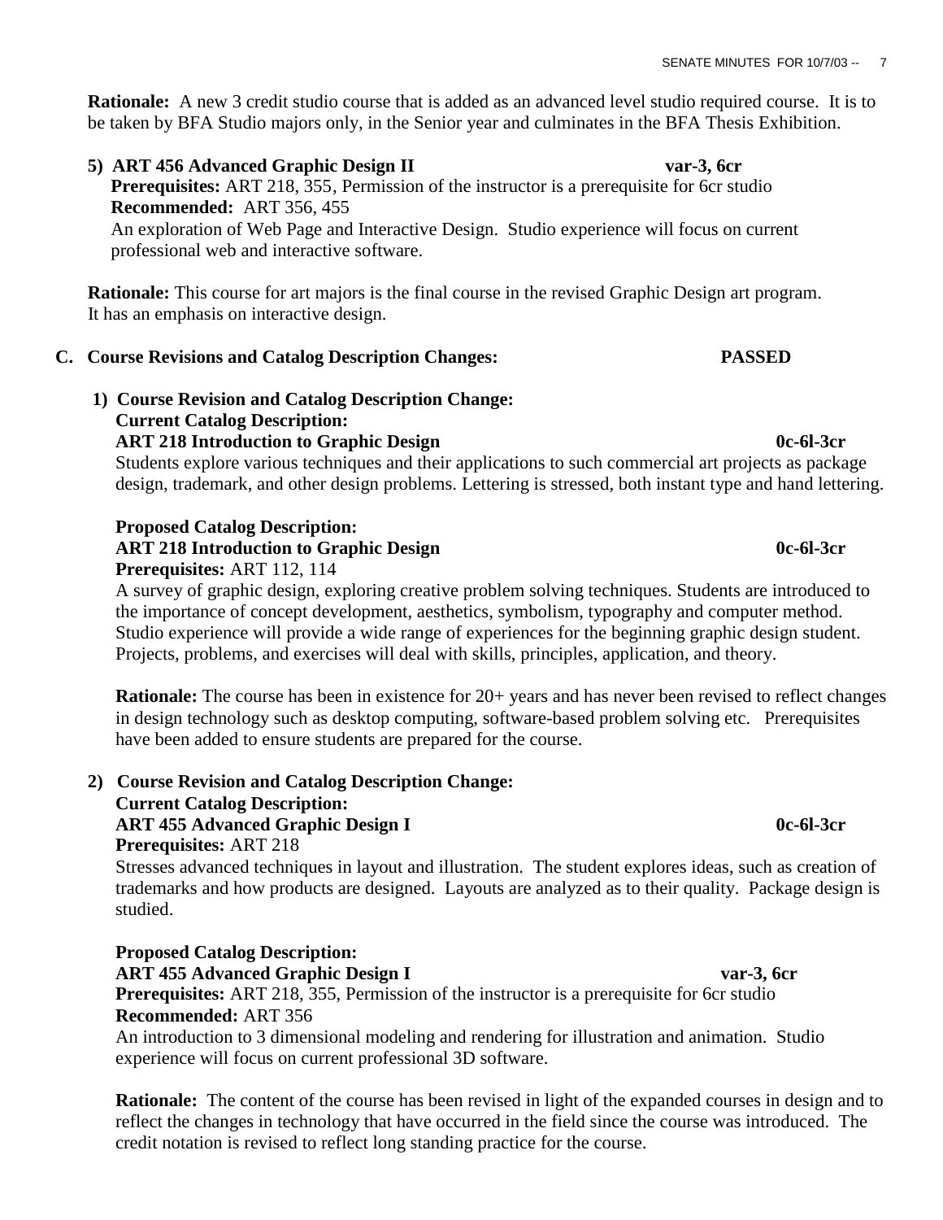**Rationale:** A new 3 credit studio course that is added as an advanced level studio required course. It is to be taken by BFA Studio majors only, in the Senior year and culminates in the BFA Thesis Exhibition.

**5) ART 456 Advanced Graphic Design II** **var-3, 6cr**
**Prerequisites:** ART 218, 355, Permission of the instructor is a prerequisite for 6cr studio
**Recommended:** ART 356, 455
An exploration of Web Page and Interactive Design. Studio experience will focus on current professional web and interactive software.

**Rationale:** This course for art majors is the final course in the revised Graphic Design art program. It has an emphasis on interactive design.

## C. Course Revisions and Catalog Description Changes: PASSED

**1) Course Revision and Catalog Description Change:**
**Current Catalog Description:**
**ART 218 Introduction to Graphic Design** **0c-6l-3cr**
Students explore various techniques and their applications to such commercial art projects as package design, trademark, and other design problems. Lettering is stressed, both instant type and hand lettering.

**Proposed Catalog Description:**
**ART 218 Introduction to Graphic Design** **0c-6l-3cr**
**Prerequisites:** ART 112, 114
A survey of graphic design, exploring creative problem solving techniques. Students are introduced to the importance of concept development, aesthetics, symbolism, typography and computer method. Studio experience will provide a wide range of experiences for the beginning graphic design student. Projects, problems, and exercises will deal with skills, principles, application, and theory.

**Rationale:** The course has been in existence for 20+ years and has never been revised to reflect changes in design technology such as desktop computing, software-based problem solving etc. Prerequisites have been added to ensure students are prepared for the course.

**2) Course Revision and Catalog Description Change:**
**Current Catalog Description:**
**ART 455 Advanced Graphic Design I** **0c-6l-3cr**
**Prerequisites:** ART 218
Stresses advanced techniques in layout and illustration. The student explores ideas, such as creation of trademarks and how products are designed. Layouts are analyzed as to their quality. Package design is studied.

**Proposed Catalog Description:**
**ART 455 Advanced Graphic Design I** **var-3, 6cr**
**Prerequisites:** ART 218, 355, Permission of the instructor is a prerequisite for 6cr studio
**Recommended:** ART 356
An introduction to 3 dimensional modeling and rendering for illustration and animation. Studio experience will focus on current professional 3D software.

**Rationale:** The content of the course has been revised in light of the expanded courses in design and to reflect the changes in technology that have occurred in the field since the course was introduced. The credit notation is revised to reflect long standing practice for the course.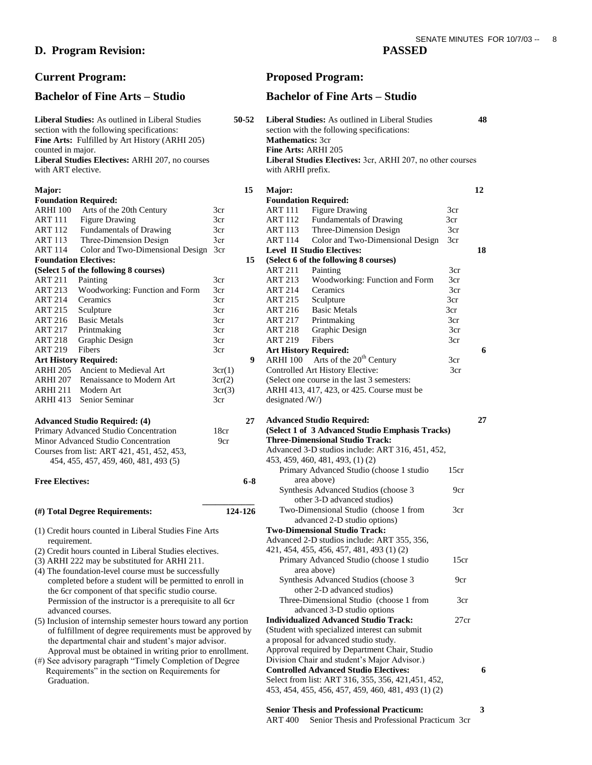## D. Program Revision: PASSED

### Current Program:

### Bachelor of Fine Arts – Studio

**Liberal Studies:** As outlined in Liberal Studies section with the following specifications: **50-52**
**Fine Arts:** Fulfilled by Art History (ARHI 205) counted in major.
**Liberal Studies Electives:** ARHI 207, no courses with ART elective.

| | | | |
|---|---|---|---|
| **Major:** | | | **15** |
| **Foundation Required:** | | | |
| ARHI 100 | Arts of the 20th Century | 3cr | |
| ART 111 | Figure Drawing | 3cr | |
| ART 112 | Fundamentals of Drawing | 3cr | |
| ART 113 | Three-Dimension Design | 3cr | |
| ART 114 | Color and Two-Dimensional Design | 3cr | |
| **Foundation Electives:** | | | **15** |
| **(Select 5 of the following 8 courses)** | | | |
| ART 211 | Painting | 3cr | |
| ART 213 | Woodworking: Function and Form | 3cr | |
| ART 214 | Ceramics | 3cr | |
| ART 215 | Sculpture | 3cr | |
| ART 216 | Basic Metals | 3cr | |
| ART 217 | Printmaking | 3cr | |
| ART 218 | Graphic Design | 3cr | |
| ART 219 | Fibers | 3cr | |
| **Art History Required:** | | | **9** |
| ARHI 205 | Ancient to Medieval Art | 3cr(1) | |
| ARHI 207 | Renaissance to Modern Art | 3cr(2) | |
| ARHI 211 | Modern Art | 3cr(3) | |
| ARHI 413 | Senior Seminar | 3cr | |

**Advanced Studio Required: (4)** **27**
Primary Advanced Studio Concentration 18cr
Minor Advanced Studio Concentration 9cr
Courses from list: ART 421, 451, 452, 453, 454, 455, 457, 459, 460, 481, 493 (5)

**Free Electives:** **6-8**

**(#) Total Degree Requirements:** **124-126**

(1) Credit hours counted in Liberal Studies Fine Arts requirement.
(2) Credit hours counted in Liberal Studies electives.
(3) ARHI 222 may be substituted for ARHI 211.
(4) The foundation-level course must be successfully completed before a student will be permitted to enroll in the 6cr component of that specific studio course. Permission of the instructor is a prerequisite to all 6cr advanced courses.
(5) Inclusion of internship semester hours toward any portion of fulfillment of degree requirements must be approved by the departmental chair and student's major advisor. Approval must be obtained in writing prior to enrollment.
(#) See advisory paragraph "Timely Completion of Degree Requirements" in the section on Requirements for Graduation.

### Proposed Program:

### Bachelor of Fine Arts – Studio

**Liberal Studies:** As outlined in Liberal Studies section with the following specifications: **48**
**Mathematics:** 3cr
**Fine Arts:** ARHI 205
**Liberal Studies Electives:** 3cr, ARHI 207, no other courses with ARHI prefix.

| | | | |
|---|---|---|---|
| **Major:** | | | **12** |
| **Foundation Required:** | | | |
| ART 111 | Figure Drawing | 3cr | |
| ART 112 | Fundamentals of Drawing | 3cr | |
| ART 113 | Three-Dimension Design | 3cr | |
| ART 114 | Color and Two-Dimensional Design | 3cr | |
| **Level II Studio Electives:** | | | **18** |
| **(Select 6 of the following 8 courses)** | | | |
| ART 211 | Painting | 3cr | |
| ART 213 | Woodworking: Function and Form | 3cr | |
| ART 214 | Ceramics | 3cr | |
| ART 215 | Sculpture | 3cr | |
| ART 216 | Basic Metals | 3cr | |
| ART 217 | Printmaking | 3cr | |
| ART 218 | Graphic Design | 3cr | |
| ART 219 | Fibers | 3cr | |
| **Art History Required:** | | | **6** |
| ARHI 100 | Arts of the 20th Century | 3cr | |
| Controlled Art History Elective: | | 3cr | |

(Select one course in the last 3 semesters: ARHI 413, 417, 423, or 425. Course must be designated /W/)

**Advanced Studio Required:** **27**
**(Select 1 of 3 Advanced Studio Emphasis Tracks)**

**Three-Dimensional Studio Track:**
Advanced 3-D studios include: ART 316, 451, 452, 453, 459, 460, 481, 493, (1) (2)
- Primary Advanced Studio (choose 1 studio area above) 15cr
- Synthesis Advanced Studios (choose 3 other 3-D advanced studios) 9cr
- Two-Dimensional Studio (choose 1 from advanced 2-D studio options) 3cr

**Two-Dimensional Studio Track:**
Advanced 2-D studios include: ART 355, 356, 421, 454, 455, 456, 457, 481, 493 (1) (2)
- Primary Advanced Studio (choose 1 studio area above) 15cr
- Synthesis Advanced Studios (choose 3 other 2-D advanced studios) 9cr
- Three-Dimensional Studio (choose 1 from advanced 3-D studio options 3cr

**Individualized Advanced Studio Track:** 27cr
(Student with specialized interest can submit a proposal for advanced studio study. Approval required by Department Chair, Studio Division Chair and student's Major Advisor.)

**Controlled Advanced Studio Electives:** **6**
Select from list: ART 316, 355, 356, 421,451, 452, 453, 454, 455, 456, 457, 459, 460, 481, 493 (1) (2)

**Senior Thesis and Professional Practicum:** **3**
ART 400 Senior Thesis and Professional Practicum 3cr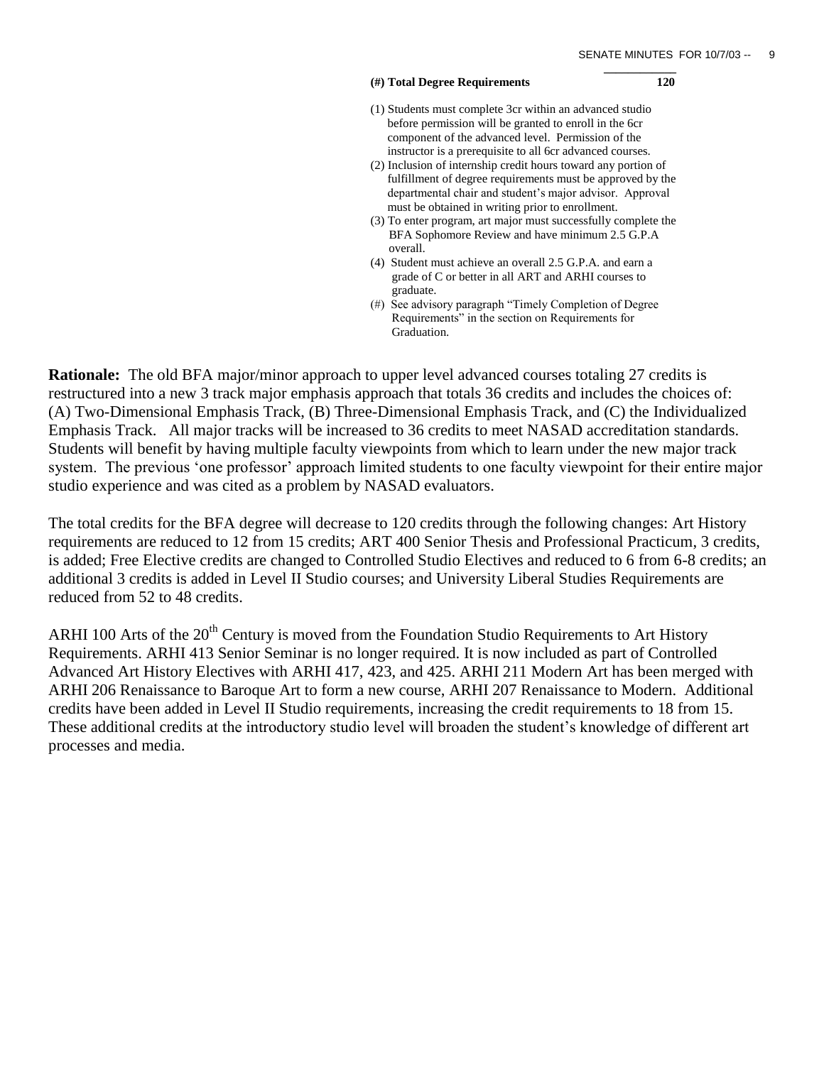| **(#) Total Degree Requirements** | **120** |
| --- | --- |

(1) Students must complete 3cr within an advanced studio before permission will be granted to enroll in the 6cr component of the advanced level. Permission of the instructor is a prerequisite to all 6cr advanced courses.
(2) Inclusion of internship credit hours toward any portion of fulfillment of degree requirements must be approved by the departmental chair and student's major advisor. Approval must be obtained in writing prior to enrollment.
(3) To enter program, art major must successfully complete the BFA Sophomore Review and have minimum 2.5 G.P.A overall.
(4) Student must achieve an overall 2.5 G.P.A. and earn a grade of C or better in all ART and ARHI courses to graduate.
(#) See advisory paragraph "Timely Completion of Degree Requirements" in the section on Requirements for Graduation.

**Rationale:** The old BFA major/minor approach to upper level advanced courses totaling 27 credits is restructured into a new 3 track major emphasis approach that totals 36 credits and includes the choices of: (A) Two-Dimensional Emphasis Track, (B) Three-Dimensional Emphasis Track, and (C) the Individualized Emphasis Track. All major tracks will be increased to 36 credits to meet NASAD accreditation standards. Students will benefit by having multiple faculty viewpoints from which to learn under the new major track system. The previous 'one professor' approach limited students to one faculty viewpoint for their entire major studio experience and was cited as a problem by NASAD evaluators.

The total credits for the BFA degree will decrease to 120 credits through the following changes: Art History requirements are reduced to 12 from 15 credits; ART 400 Senior Thesis and Professional Practicum, 3 credits, is added; Free Elective credits are changed to Controlled Studio Electives and reduced to 6 from 6-8 credits; an additional 3 credits is added in Level II Studio courses; and University Liberal Studies Requirements are reduced from 52 to 48 credits.

ARHI 100 Arts of the 20th Century is moved from the Foundation Studio Requirements to Art History Requirements. ARHI 413 Senior Seminar is no longer required. It is now included as part of Controlled Advanced Art History Electives with ARHI 417, 423, and 425. ARHI 211 Modern Art has been merged with ARHI 206 Renaissance to Baroque Art to form a new course, ARHI 207 Renaissance to Modern. Additional credits have been added in Level II Studio requirements, increasing the credit requirements to 18 from 15. These additional credits at the introductory studio level will broaden the student's knowledge of different art processes and media.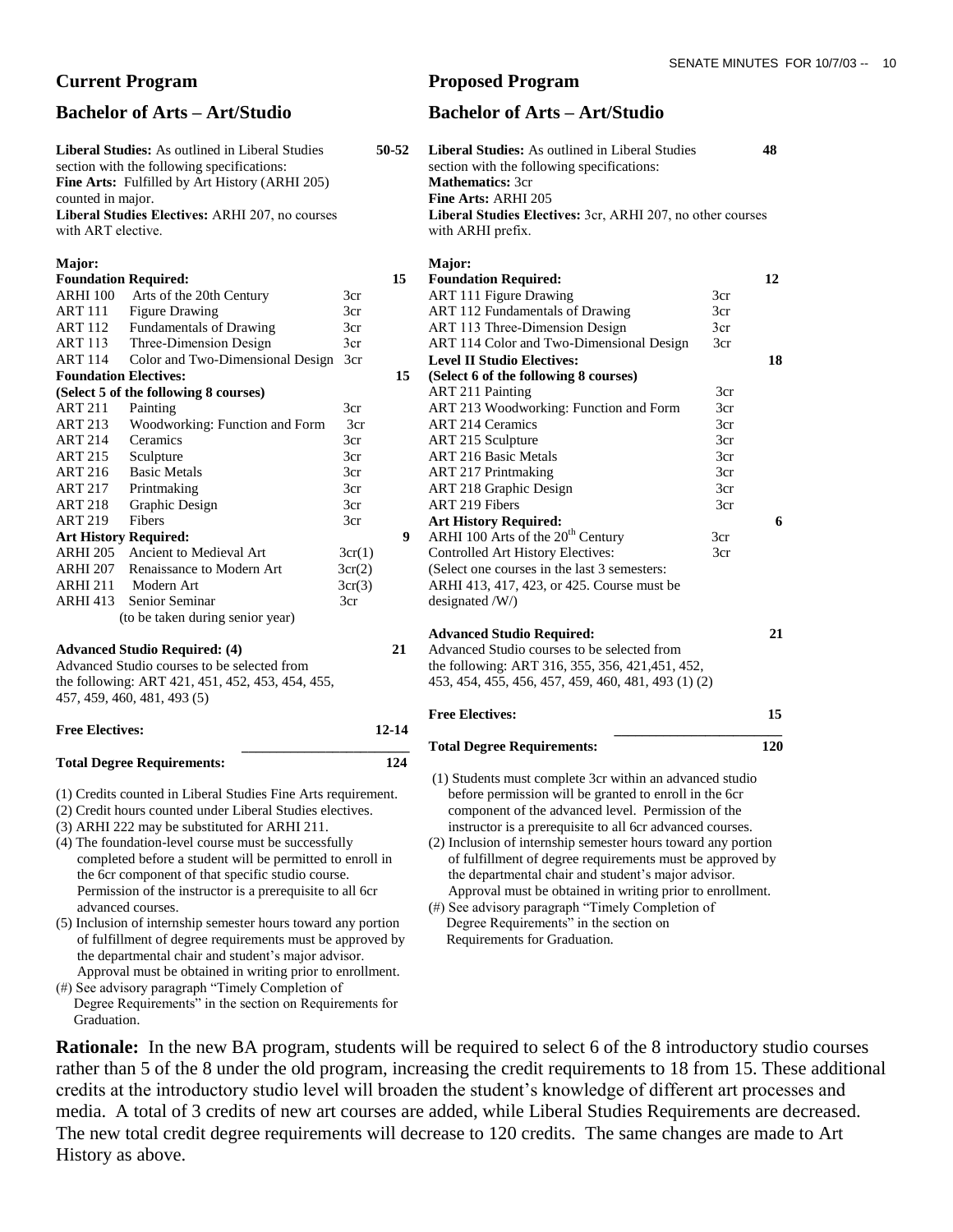## Current Program

### Bachelor of Arts – Art/Studio

**Liberal Studies:** As outlined in Liberal Studies section with the following specifications: **50-52**

**Fine Arts:** Fulfilled by Art History (ARHI 205) counted in major.

**Liberal Studies Electives:** ARHI 207, no courses with ART elective.

**Major:**

| | | | |
|---|---|---|---|
| **Foundation Required:** | | | **15** |
| ARHI 100 | Arts of the 20th Century | 3cr | |
| ART 111 | Figure Drawing | 3cr | |
| ART 112 | Fundamentals of Drawing | 3cr | |
| ART 113 | Three-Dimension Design | 3cr | |
| ART 114 | Color and Two-Dimensional Design | 3cr | |
| **Foundation Electives:** | | | **15** |
| **(Select 5 of the following 8 courses)** | | | |
| ART 211 | Painting | 3cr | |
| ART 213 | Woodworking: Function and Form | 3cr | |
| ART 214 | Ceramics | 3cr | |
| ART 215 | Sculpture | 3cr | |
| ART 216 | Basic Metals | 3cr | |
| ART 217 | Printmaking | 3cr | |
| ART 218 | Graphic Design | 3cr | |
| ART 219 | Fibers | 3cr | |
| **Art History Required:** | | | **9** |
| ARHI 205 | Ancient to Medieval Art | 3cr(1) | |
| ARHI 207 | Renaissance to Modern Art | 3cr(2) | |
| ARHI 211 | Modern Art | 3cr(3) | |
| ARHI 413 | Senior Seminar (to be taken during senior year) | 3cr | |

**Advanced Studio Required: (4)** **21**

Advanced Studio courses to be selected from the following: ART 421, 451, 452, 453, 454, 455, 457, 459, 460, 481, 493 (5)

**Free Electives:** **12-14**

**Total Degree Requirements:** **124**

(1) Credits counted in Liberal Studies Fine Arts requirement.
(2) Credit hours counted under Liberal Studies electives.
(3) ARHI 222 may be substituted for ARHI 211.
(4) The foundation-level course must be successfully completed before a student will be permitted to enroll in the 6cr component of that specific studio course. Permission of the instructor is a prerequisite to all 6cr advanced courses.
(5) Inclusion of internship semester hours toward any portion of fulfillment of degree requirements must be approved by the departmental chair and student's major advisor. Approval must be obtained in writing prior to enrollment.
(#) See advisory paragraph "Timely Completion of Degree Requirements" in the section on Requirements for Graduation.

## Proposed Program

### Bachelor of Arts – Art/Studio

**Liberal Studies:** As outlined in Liberal Studies section with the following specifications: **48**

**Mathematics:** 3cr

**Fine Arts:** ARHI 205

**Liberal Studies Electives:** 3cr, ARHI 207, no other courses with ARHI prefix.

**Major:**

| | | |
|---|---|---|
| **Foundation Required:** | | **12** |
| ART 111 Figure Drawing | 3cr | |
| ART 112 Fundamentals of Drawing | 3cr | |
| ART 113 Three-Dimension Design | 3cr | |
| ART 114 Color and Two-Dimensional Design | 3cr | |
| **Level II Studio Electives:** | | **18** |
| **(Select 6 of the following 8 courses)** | | |
| ART 211 Painting | 3cr | |
| ART 213 Woodworking: Function and Form | 3cr | |
| ART 214 Ceramics | 3cr | |
| ART 215 Sculpture | 3cr | |
| ART 216 Basic Metals | 3cr | |
| ART 217 Printmaking | 3cr | |
| ART 218 Graphic Design | 3cr | |
| ART 219 Fibers | 3cr | |
| **Art History Required:** | | **6** |
| ARHI 100 Arts of the 20th Century | 3cr | |
| Controlled Art History Electives: (Select one courses in the last 3 semesters: ARHI 413, 417, 423, or 425. Course must be designated /W/) | 3cr | |

**Advanced Studio Required:** **21**

Advanced Studio courses to be selected from the following: ART 316, 355, 356, 421,451, 452, 453, 454, 455, 456, 457, 459, 460, 481, 493 (1) (2)

**Free Electives:** **15**

**Total Degree Requirements:** **120**

(1) Students must complete 3cr within an advanced studio before permission will be granted to enroll in the 6cr component of the advanced level. Permission of the instructor is a prerequisite to all 6cr advanced courses.
(2) Inclusion of internship semester hours toward any portion of fulfillment of degree requirements must be approved by the departmental chair and student's major advisor. Approval must be obtained in writing prior to enrollment.
(#) See advisory paragraph "Timely Completion of Degree Requirements" in the section on Requirements for Graduation.

**Rationale:** In the new BA program, students will be required to select 6 of the 8 introductory studio courses rather than 5 of the 8 under the old program, increasing the credit requirements to 18 from 15. These additional credits at the introductory studio level will broaden the student's knowledge of different art processes and media. A total of 3 credits of new art courses are added, while Liberal Studies Requirements are decreased. The new total credit degree requirements will decrease to 120 credits. The same changes are made to Art History as above.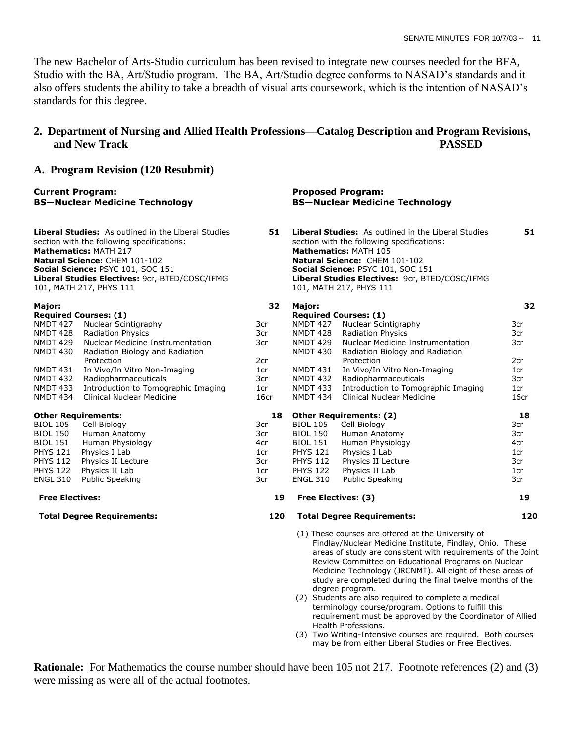The new Bachelor of Arts-Studio curriculum has been revised to integrate new courses needed for the BFA, Studio with the BA, Art/Studio program. The BA, Art/Studio degree conforms to NASAD's standards and it also offers students the ability to take a breadth of visual arts coursework, which is the intention of NASAD's standards for this degree.

## 2. Department of Nursing and Allied Health Professions—Catalog Description and Program Revisions, and New Track **PASSED**

### A. Program Revision (120 Resubmit)

| **Current Program: BS—Nuclear Medicine Technology** | | | | **Proposed Program: BS—Nuclear Medicine Technology** | | | |
|---|---|---|---|---|---|---|---|
| **Liberal Studies:** As outlined in the Liberal Studies section with the following specifications: **Mathematics:** MATH 217 **Natural Science:** CHEM 101-102 **Social Science:** PSYC 101, SOC 151 **Liberal Studies Electives:** 9cr, BTED/COSC/IFMG 101, MATH 217, PHYS 111 | | | **51** | **Liberal Studies:** As outlined in the Liberal Studies section with the following specifications: **Mathematics:** MATH 105 **Natural Science:** CHEM 101-102 **Social Science:** PSYC 101, SOC 151 **Liberal Studies Electives:** 9cr, BTED/COSC/IFMG 101, MATH 217, PHYS 111 | | | **51** |
| **Major:** | | | **32** | **Major:** | | | **32** |
| **Required Courses: (1)** | | | | **Required Courses: (1)** | | | |
| NMDT 427 | Nuclear Scintigraphy | 3cr | | NMDT 427 | Nuclear Scintigraphy | 3cr | |
| NMDT 428 | Radiation Physics | 3cr | | NMDT 428 | Radiation Physics | 3cr | |
| NMDT 429 | Nuclear Medicine Instrumentation | 3cr | | NMDT 429 | Nuclear Medicine Instrumentation | 3cr | |
| NMDT 430 | Radiation Biology and Radiation Protection | 2cr | | NMDT 430 | Radiation Biology and Radiation Protection | 2cr | |
| NMDT 431 | In Vivo/In Vitro Non-Imaging | 1cr | | NMDT 431 | In Vivo/In Vitro Non-Imaging | 1cr | |
| NMDT 432 | Radiopharmaceuticals | 3cr | | NMDT 432 | Radiopharmaceuticals | 3cr | |
| NMDT 433 | Introduction to Tomographic Imaging | 1cr | | NMDT 433 | Introduction to Tomographic Imaging | 1cr | |
| NMDT 434 | Clinical Nuclear Medicine | 16cr | | NMDT 434 | Clinical Nuclear Medicine | 16cr | |
| **Other Requirements:** | | | **18** | **Other Requirements: (2)** | | | **18** |
| BIOL 105 | Cell Biology | 3cr | | BIOL 105 | Cell Biology | 3cr | |
| BIOL 150 | Human Anatomy | 3cr | | BIOL 150 | Human Anatomy | 3cr | |
| BIOL 151 | Human Physiology | 4cr | | BIOL 151 | Human Physiology | 4cr | |
| PHYS 121 | Physics I Lab | 1cr | | PHYS 121 | Physics I Lab | 1cr | |
| PHYS 112 | Physics II Lecture | 3cr | | PHYS 112 | Physics II Lecture | 3cr | |
| PHYS 122 | Physics II Lab | 1cr | | PHYS 122 | Physics II Lab | 1cr | |
| ENGL 310 | Public Speaking | 3cr | | ENGL 310 | Public Speaking | 3cr | |
| **Free Electives:** | | | **19** | **Free Electives: (3)** | | | **19** |
| **Total Degree Requirements:** | | | **120** | **Total Degree Requirements:** | | | **120** |

(1) These courses are offered at the University of Findlay/Nuclear Medicine Institute, Findlay, Ohio. These areas of study are consistent with requirements of the Joint Review Committee on Educational Programs on Nuclear Medicine Technology (JRCNMT). All eight of these areas of study are completed during the final twelve months of the degree program.

(2) Students are also required to complete a medical terminology course/program. Options to fulfill this requirement must be approved by the Coordinator of Allied Health Professions.

(3) Two Writing-Intensive courses are required. Both courses may be from either Liberal Studies or Free Electives.

**Rationale:** For Mathematics the course number should have been 105 not 217. Footnote references (2) and (3) were missing as were all of the actual footnotes.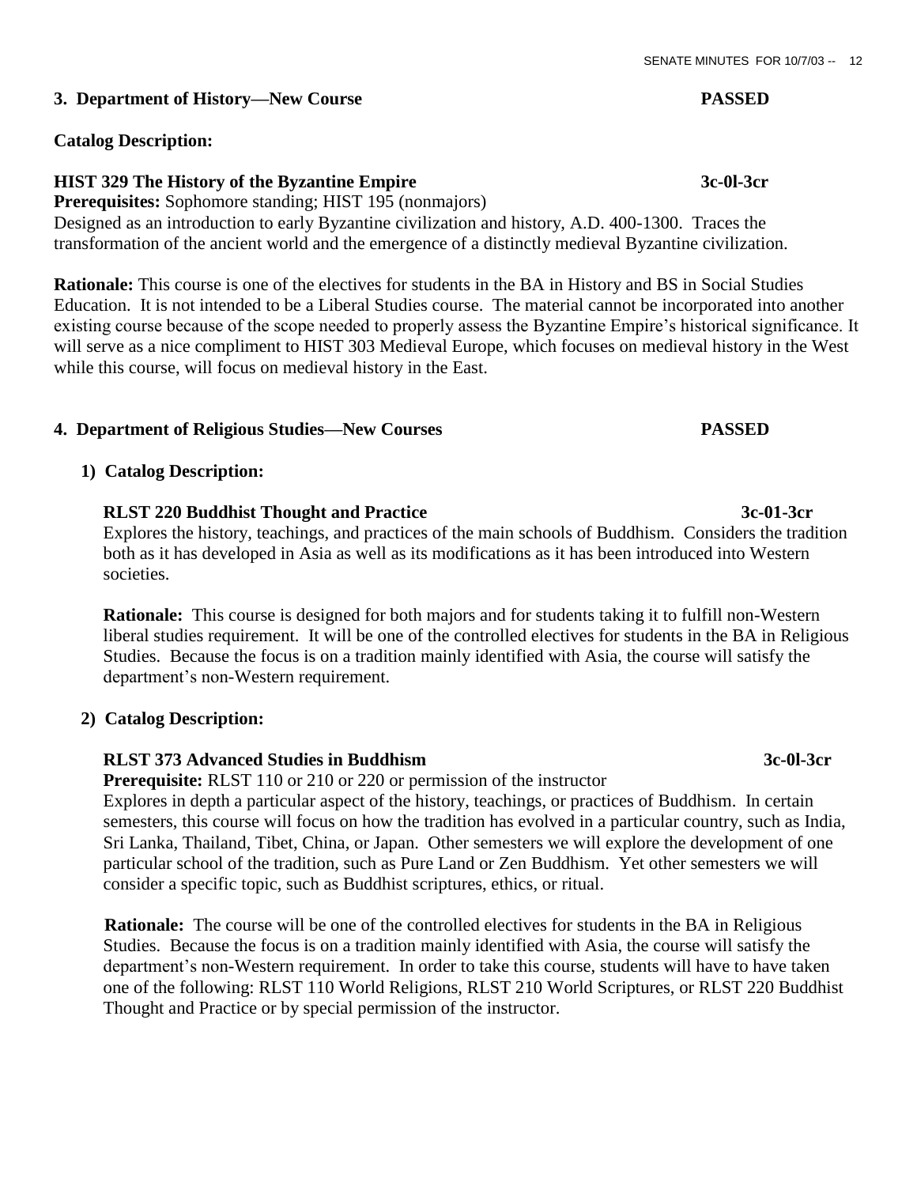**3. Department of History—New Course** **PASSED**

**Catalog Description:**

**HIST 329 The History of the Byzantine Empire** **3c-0l-3cr**
**Prerequisites:** Sophomore standing; HIST 195 (nonmajors)
Designed as an introduction to early Byzantine civilization and history, A.D. 400-1300. Traces the transformation of the ancient world and the emergence of a distinctly medieval Byzantine civilization.

**Rationale:** This course is one of the electives for students in the BA in History and BS in Social Studies Education. It is not intended to be a Liberal Studies course. The material cannot be incorporated into another existing course because of the scope needed to properly assess the Byzantine Empire's historical significance. It will serve as a nice compliment to HIST 303 Medieval Europe, which focuses on medieval history in the West while this course, will focus on medieval history in the East.

**4. Department of Religious Studies—New Courses** **PASSED**

**1) Catalog Description:**

**RLST 220 Buddhist Thought and Practice** **3c-01-3cr**
Explores the history, teachings, and practices of the main schools of Buddhism. Considers the tradition both as it has developed in Asia as well as its modifications as it has been introduced into Western societies.

**Rationale:** This course is designed for both majors and for students taking it to fulfill non-Western liberal studies requirement. It will be one of the controlled electives for students in the BA in Religious Studies. Because the focus is on a tradition mainly identified with Asia, the course will satisfy the department's non-Western requirement.

**2) Catalog Description:**

**RLST 373 Advanced Studies in Buddhism** **3c-0l-3cr**
**Prerequisite:** RLST 110 or 210 or 220 or permission of the instructor
Explores in depth a particular aspect of the history, teachings, or practices of Buddhism. In certain semesters, this course will focus on how the tradition has evolved in a particular country, such as India, Sri Lanka, Thailand, Tibet, China, or Japan. Other semesters we will explore the development of one particular school of the tradition, such as Pure Land or Zen Buddhism. Yet other semesters we will consider a specific topic, such as Buddhist scriptures, ethics, or ritual.

**Rationale:** The course will be one of the controlled electives for students in the BA in Religious Studies. Because the focus is on a tradition mainly identified with Asia, the course will satisfy the department's non-Western requirement. In order to take this course, students will have to have taken one of the following: RLST 110 World Religions, RLST 210 World Scriptures, or RLST 220 Buddhist Thought and Practice or by special permission of the instructor.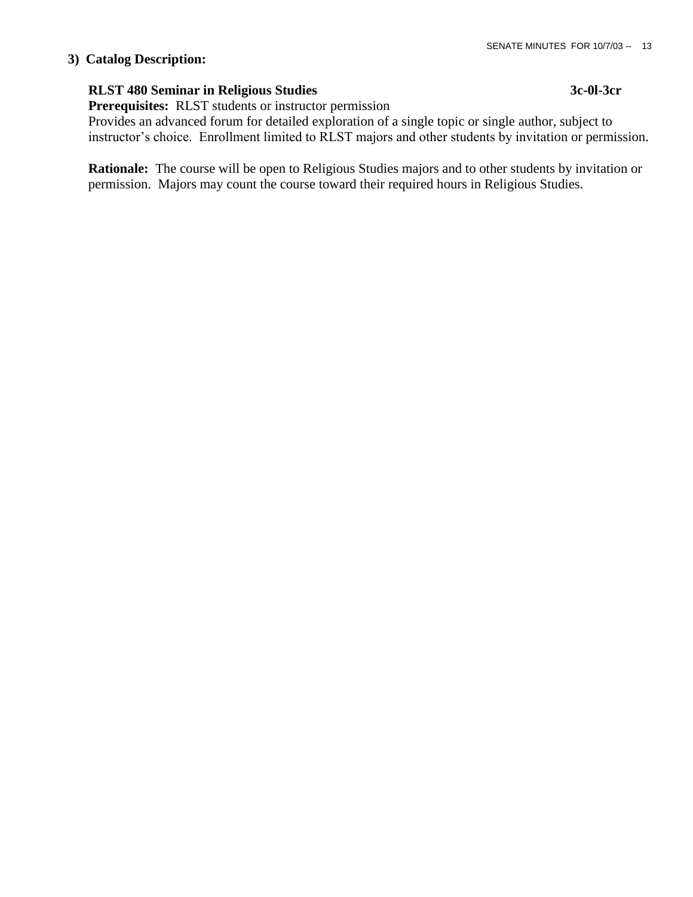**3) Catalog Description:**

**RLST 480 Seminar in Religious Studies 3c-0l-3cr**

**Prerequisites:** RLST students or instructor permission

Provides an advanced forum for detailed exploration of a single topic or single author, subject to instructor's choice. Enrollment limited to RLST majors and other students by invitation or permission.

**Rationale:** The course will be open to Religious Studies majors and to other students by invitation or permission. Majors may count the course toward their required hours in Religious Studies.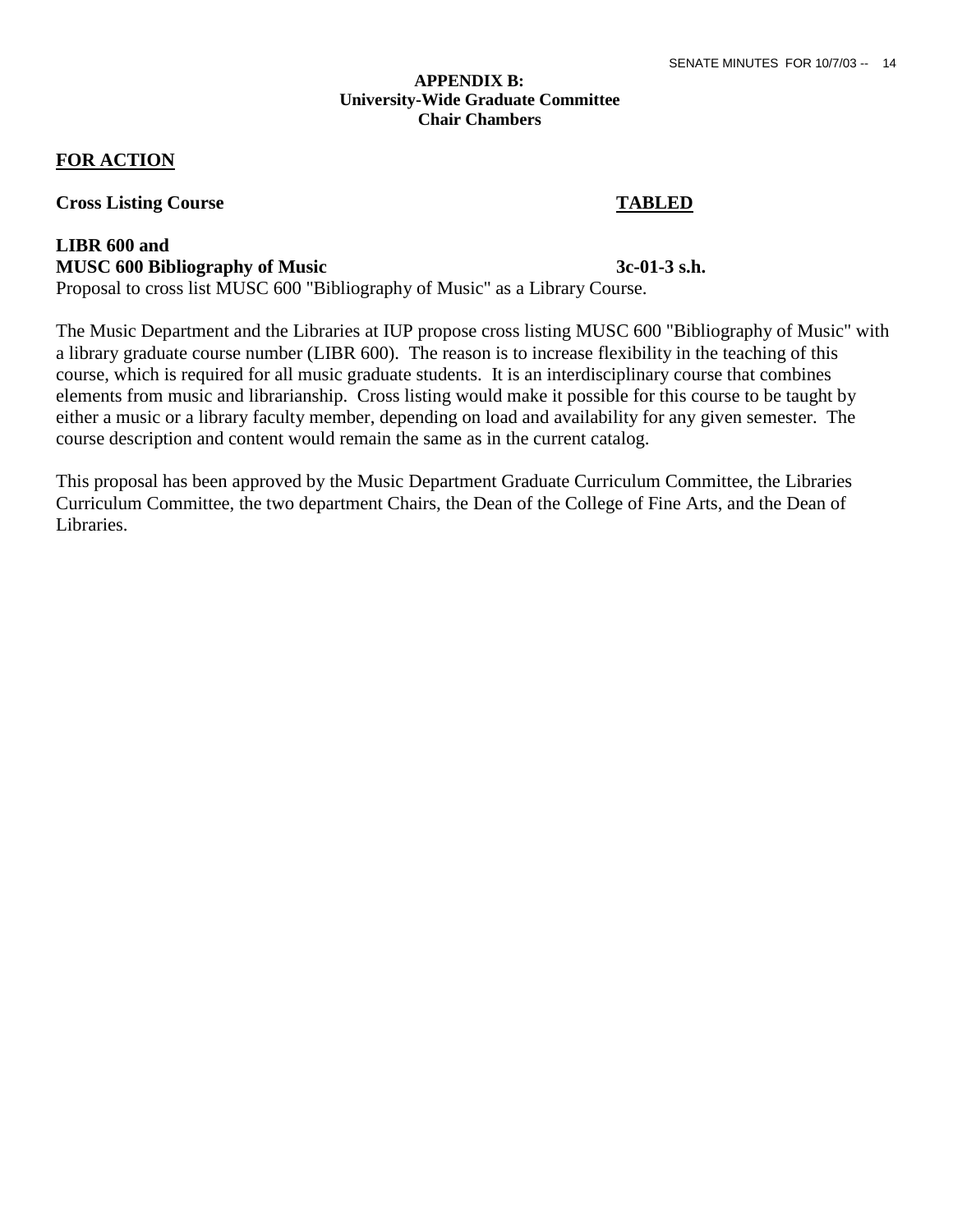**APPENDIX B:**
**University-Wide Graduate Committee**
**Chair Chambers**

## FOR ACTION

**Cross Listing Course** **TABLED**

**LIBR 600 and**
**MUSC 600 Bibliography of Music** **3c-01-3 s.h.**
Proposal to cross list MUSC 600 "Bibliography of Music" as a Library Course.

The Music Department and the Libraries at IUP propose cross listing MUSC 600 "Bibliography of Music" with a library graduate course number (LIBR 600). The reason is to increase flexibility in the teaching of this course, which is required for all music graduate students. It is an interdisciplinary course that combines elements from music and librarianship. Cross listing would make it possible for this course to be taught by either a music or a library faculty member, depending on load and availability for any given semester. The course description and content would remain the same as in the current catalog.

This proposal has been approved by the Music Department Graduate Curriculum Committee, the Libraries Curriculum Committee, the two department Chairs, the Dean of the College of Fine Arts, and the Dean of Libraries.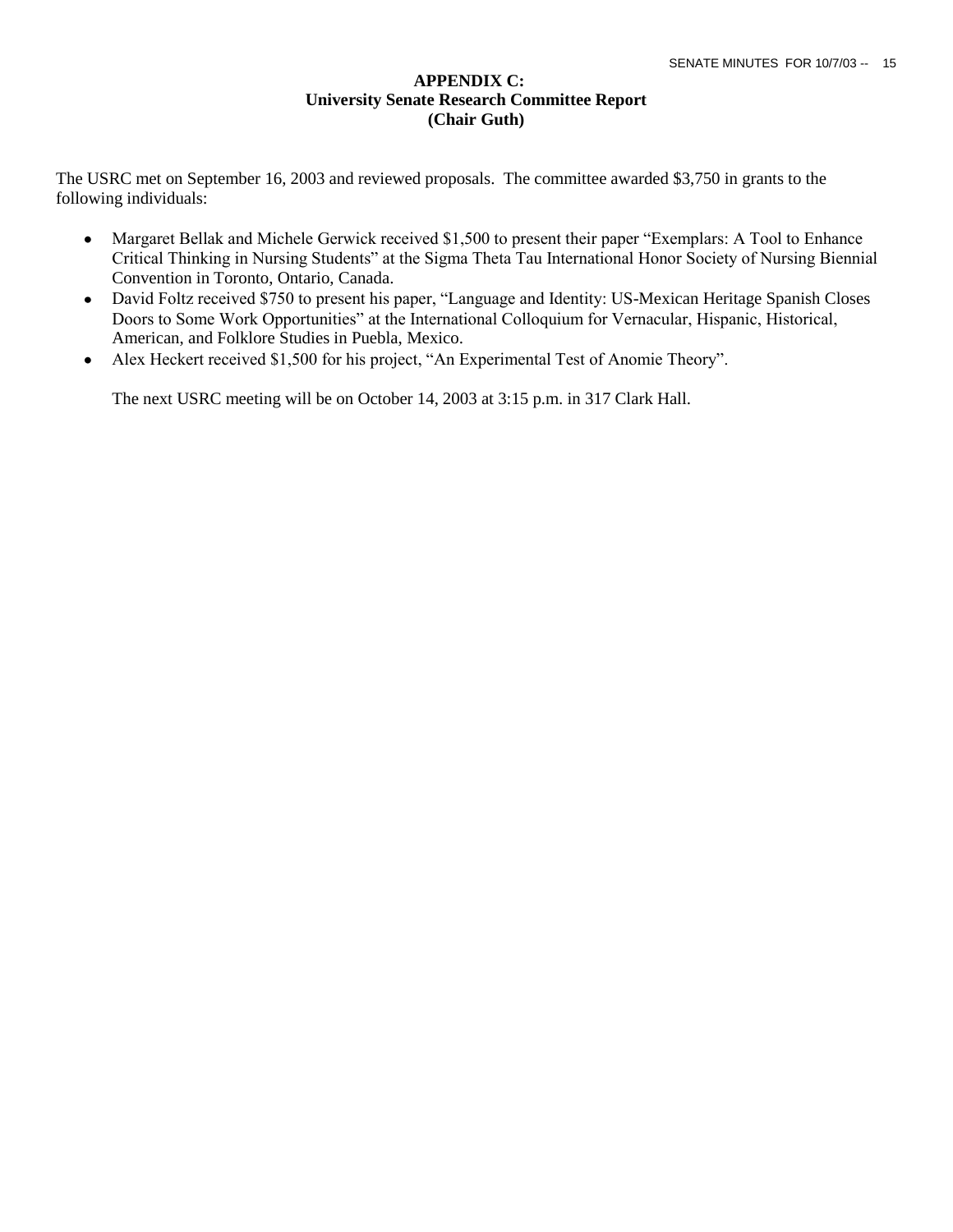# APPENDIX C:
## University Senate Research Committee Report
## (Chair Guth)

The USRC met on September 16, 2003 and reviewed proposals. The committee awarded $3,750 in grants to the following individuals:

- Margaret Bellak and Michele Gerwick received $1,500 to present their paper "Exemplars: A Tool to Enhance Critical Thinking in Nursing Students" at the Sigma Theta Tau International Honor Society of Nursing Biennial Convention in Toronto, Ontario, Canada.
- David Foltz received $750 to present his paper, "Language and Identity: US-Mexican Heritage Spanish Closes Doors to Some Work Opportunities" at the International Colloquium for Vernacular, Hispanic, Historical, American, and Folklore Studies in Puebla, Mexico.
- Alex Heckert received $1,500 for his project, "An Experimental Test of Anomie Theory".

The next USRC meeting will be on October 14, 2003 at 3:15 p.m. in 317 Clark Hall.